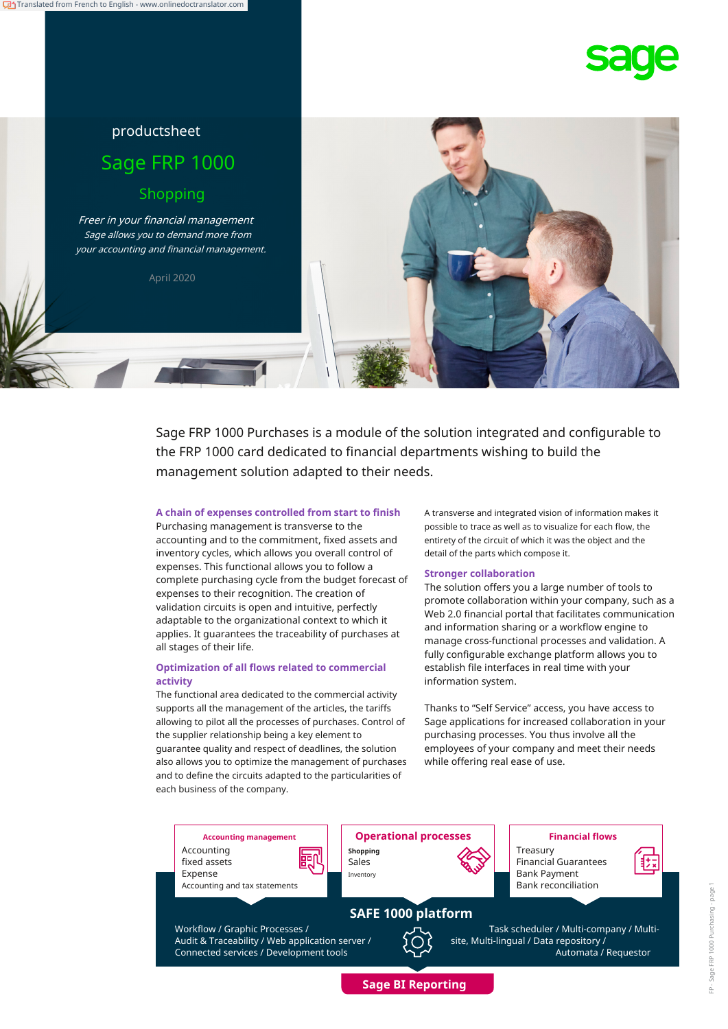productsheet

# Sage FRP 1000

## Shopping

*Freer in your financial management*
*Sage allows you to demand more from your accounting and financial management.*

April 2020

Sage FRP 1000 Purchases is a module of the solution integrated and configurable to the FRP 1000 card dedicated to financial departments wishing to build the management solution adapted to their needs.

### A chain of expenses controlled from start to finish

Purchasing management is transverse to the accounting and to the commitment, fixed assets and inventory cycles, which allows you overall control of expenses. This functional allows you to follow a complete purchasing cycle from the budget forecast of expenses to their recognition. The creation of validation circuits is open and intuitive, perfectly adaptable to the organizational context to which it applies. It guarantees the traceability of purchases at all stages of their life.

### Optimization of all flows related to commercial activity

The functional area dedicated to the commercial activity supports all the management of the articles, the tariffs allowing to pilot all the processes of purchases. Control of the supplier relationship being a key element to guarantee quality and respect of deadlines, the solution also allows you to optimize the management of purchases and to define the circuits adapted to the particularities of each business of the company.

A transverse and integrated vision of information makes it possible to trace as well as to visualize for each flow, the entirety of the circuit of which it was the object and the detail of the parts which compose it.

### Stronger collaboration

The solution offers you a large number of tools to promote collaboration within your company, such as a Web 2.0 financial portal that facilitates communication and information sharing or a workflow engine to manage cross-functional processes and validation. A fully configurable exchange platform allows you to establish file interfaces in real time with your information system.

Thanks to "Self Service" access, you have access to Sage applications for increased collaboration in your purchasing processes. You thus involve all the employees of your company and meet their needs while offering real ease of use.

**Accounting management**
Accounting
fixed assets
Expense
Accounting and tax statements

**Operational processes**
Shopping
Sales
Inventory

**Financial flows**
Treasury
Financial Guarantees
Bank Payment
Bank reconciliation

**SAFE 1000 platform**

Workflow / Graphic Processes / Audit & Traceability / Web application server / Connected services / Development tools

Task scheduler / Multi-company / Multi-site, Multi-lingual / Data repository / Automata / Requestor

**Sage BI Reporting**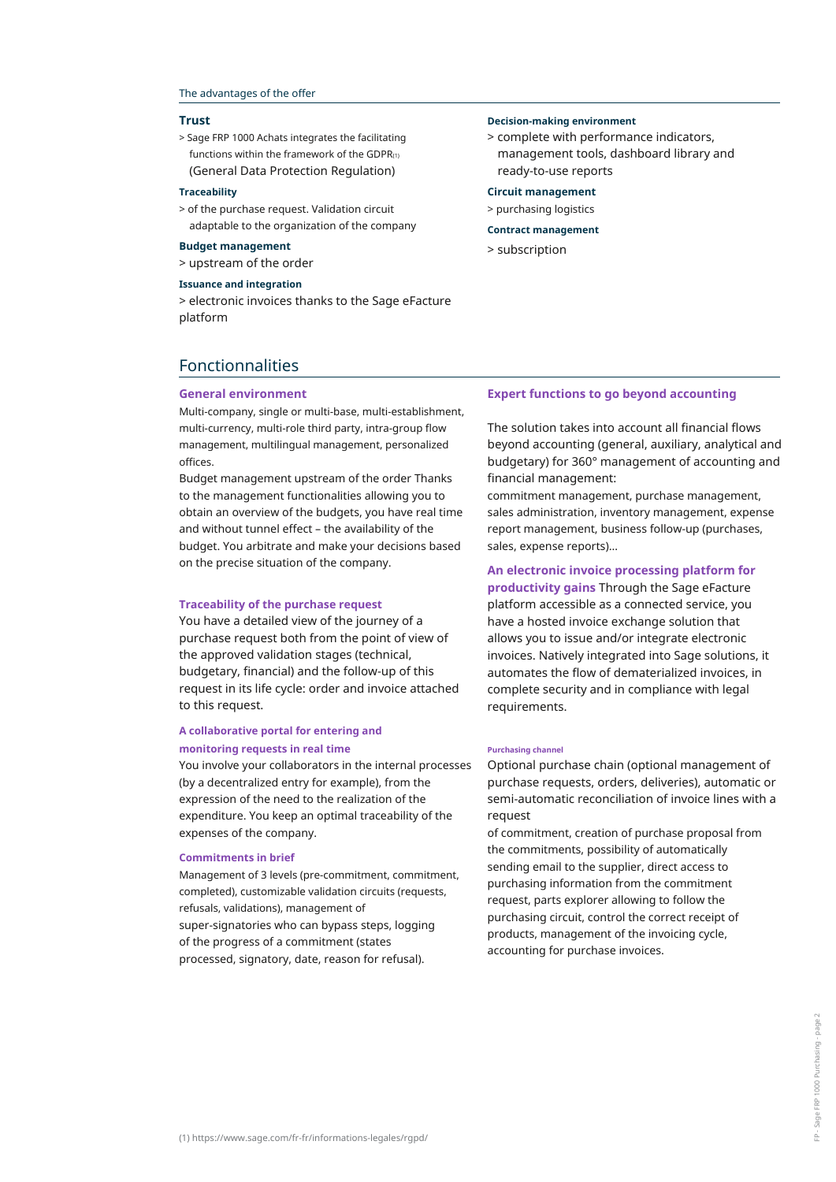The advantages of the offer

**Trust**

> Sage FRP 1000 Achats integrates the facilitating functions within the framework of the GDPR(1) (General Data Protection Regulation)

**Traceability**

> of the purchase request. Validation circuit adaptable to the organization of the company

**Budget management**

> upstream of the order

**Issuance and integration**

> electronic invoices thanks to the Sage eFacture platform

**Decision-making environment**

> complete with performance indicators, management tools, dashboard library and ready-to-use reports

**Circuit management**

> purchasing logistics

**Contract management**

> subscription

## Fonctionnalities

### General environment

Multi-company, single or multi-base, multi-establishment, multi-currency, multi-role third party, intra-group flow management, multilingual management, personalized offices.

Budget management upstream of the order Thanks to the management functionalities allowing you to obtain an overview of the budgets, you have real time and without tunnel effect – the availability of the budget. You arbitrate and make your decisions based on the precise situation of the company.

### Traceability of the purchase request

You have a detailed view of the journey of a purchase request both from the point of view of the approved validation stages (technical, budgetary, financial) and the follow-up of this request in its life cycle: order and invoice attached to this request.

### A collaborative portal for entering and monitoring requests in real time

You involve your collaborators in the internal processes (by a decentralized entry for example), from the expression of the need to the realization of the expenditure. You keep an optimal traceability of the expenses of the company.

### Commitments in brief

Management of 3 levels (pre-commitment, commitment, completed), customizable validation circuits (requests, refusals, validations), management of super-signatories who can bypass steps, logging of the progress of a commitment (states processed, signatory, date, reason for refusal).

### Expert functions to go beyond accounting

The solution takes into account all financial flows beyond accounting (general, auxiliary, analytical and budgetary) for 360° management of accounting and financial management:

commitment management, purchase management, sales administration, inventory management, expense report management, business follow-up (purchases, sales, expense reports)...

**An electronic invoice processing platform for productivity gains** Through the Sage eFacture platform accessible as a connected service, you have a hosted invoice exchange solution that allows you to issue and/or integrate electronic invoices. Natively integrated into Sage solutions, it automates the flow of dematerialized invoices, in complete security and in compliance with legal requirements.

#### Purchasing channel

Optional purchase chain (optional management of purchase requests, orders, deliveries), automatic or semi-automatic reconciliation of invoice lines with a request of commitment, creation of purchase proposal from the commitments, possibility of automatically sending email to the supplier, direct access to purchasing information from the commitment request, parts explorer allowing to follow the purchasing circuit, control the correct receipt of products, management of the invoicing cycle, accounting for purchase invoices.

(1) https://www.sage.com/fr-fr/informations-legales/rgpd/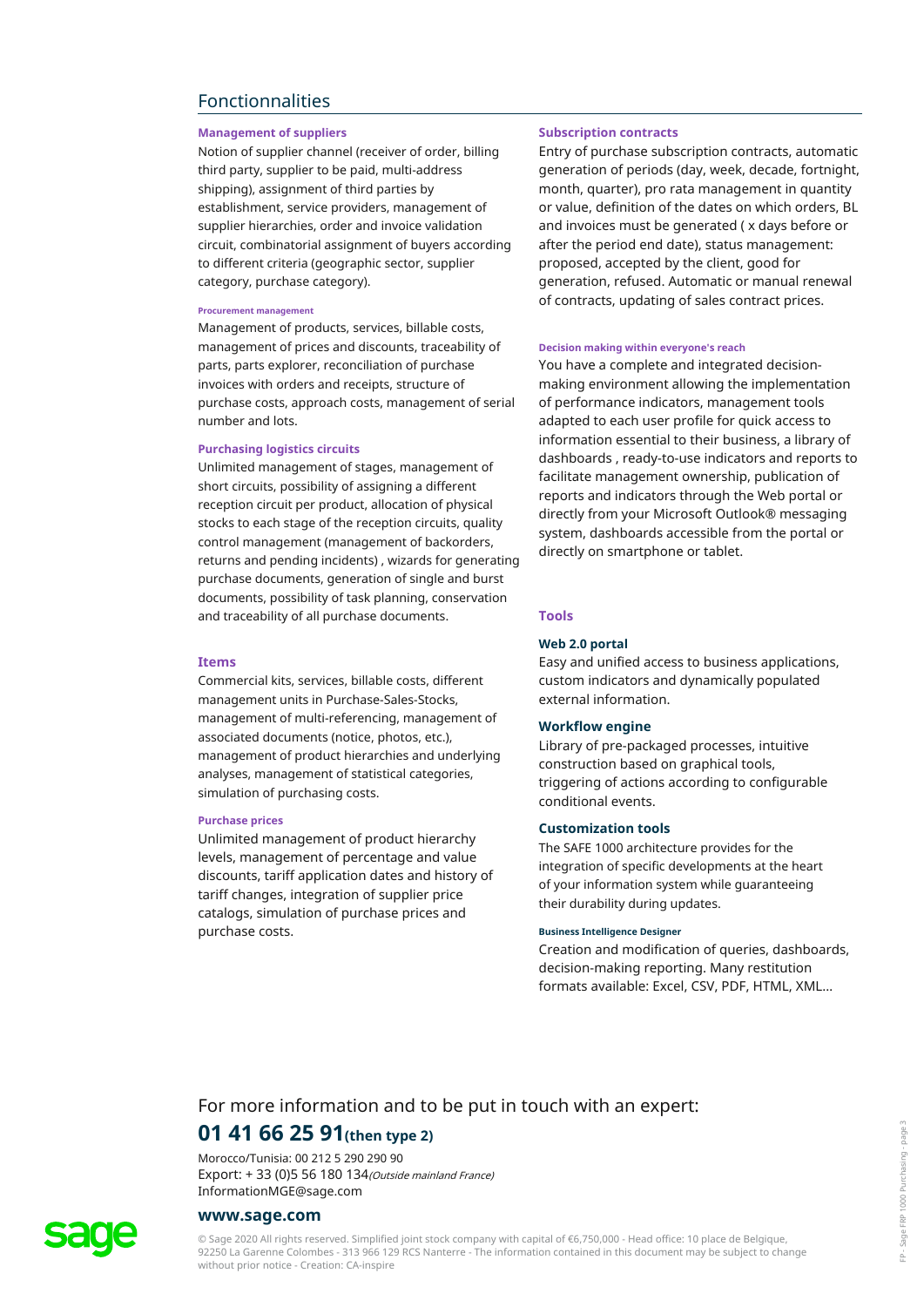## Fonctionnalities

### Management of suppliers

Notion of supplier channel (receiver of order, billing third party, supplier to be paid, multi-address shipping), assignment of third parties by establishment, service providers, management of supplier hierarchies, order and invoice validation circuit, combinatorial assignment of buyers according to different criteria (geographic sector, supplier category, purchase category).

#### Procurement management

Management of products, services, billable costs, management of prices and discounts, traceability of parts, parts explorer, reconciliation of purchase invoices with orders and receipts, structure of purchase costs, approach costs, management of serial number and lots.

### Purchasing logistics circuits

Unlimited management of stages, management of short circuits, possibility of assigning a different reception circuit per product, allocation of physical stocks to each stage of the reception circuits, quality control management (management of backorders, returns and pending incidents) , wizards for generating purchase documents, generation of single and burst documents, possibility of task planning, conservation and traceability of all purchase documents.

### Items

Commercial kits, services, billable costs, different management units in Purchase-Sales-Stocks, management of multi-referencing, management of associated documents (notice, photos, etc.), management of product hierarchies and underlying analyses, management of statistical categories, simulation of purchasing costs.

#### Purchase prices

Unlimited management of product hierarchy levels, management of percentage and value discounts, tariff application dates and history of tariff changes, integration of supplier price catalogs, simulation of purchase prices and purchase costs.

### Subscription contracts

Entry of purchase subscription contracts, automatic generation of periods (day, week, decade, fortnight, month, quarter), pro rata management in quantity or value, definition of the dates on which orders, BL and invoices must be generated ( x days before or after the period end date), status management: proposed, accepted by the client, good for generation, refused. Automatic or manual renewal of contracts, updating of sales contract prices.

#### Decision making within everyone's reach

You have a complete and integrated decision-making environment allowing the implementation of performance indicators, management tools adapted to each user profile for quick access to information essential to their business, a library of dashboards , ready-to-use indicators and reports to facilitate management ownership, publication of reports and indicators through the Web portal or directly from your Microsoft Outlook® messaging system, dashboards accessible from the portal or directly on smartphone or tablet.

### Tools

#### Web 2.0 portal

Easy and unified access to business applications, custom indicators and dynamically populated external information.

#### Workflow engine

Library of pre-packaged processes, intuitive construction based on graphical tools, triggering of actions according to configurable conditional events.

#### Customization tools

The SAFE 1000 architecture provides for the integration of specific developments at the heart of your information system while guaranteeing their durability during updates.

#### Business Intelligence Designer

Creation and modification of queries, dashboards, decision-making reporting. Many restitution formats available: Excel, CSV, PDF, HTML, XML...

For more information and to be put in touch with an expert:

**01 41 66 25 91** **(then type 2)**

Morocco/Tunisia: 00 212 5 290 290 90
Export: + 33 (0)5 56 180 134 *(Outside mainland France)*
InformationMGE@sage.com

**www.sage.com**

sage

© Sage 2020 All rights reserved. Simplified joint stock company with capital of €6,750,000 - Head office: 10 place de Belgique, 92250 La Garenne Colombes - 313 966 129 RCS Nanterre - The information contained in this document may be subject to change without prior notice - Creation: CA-inspire